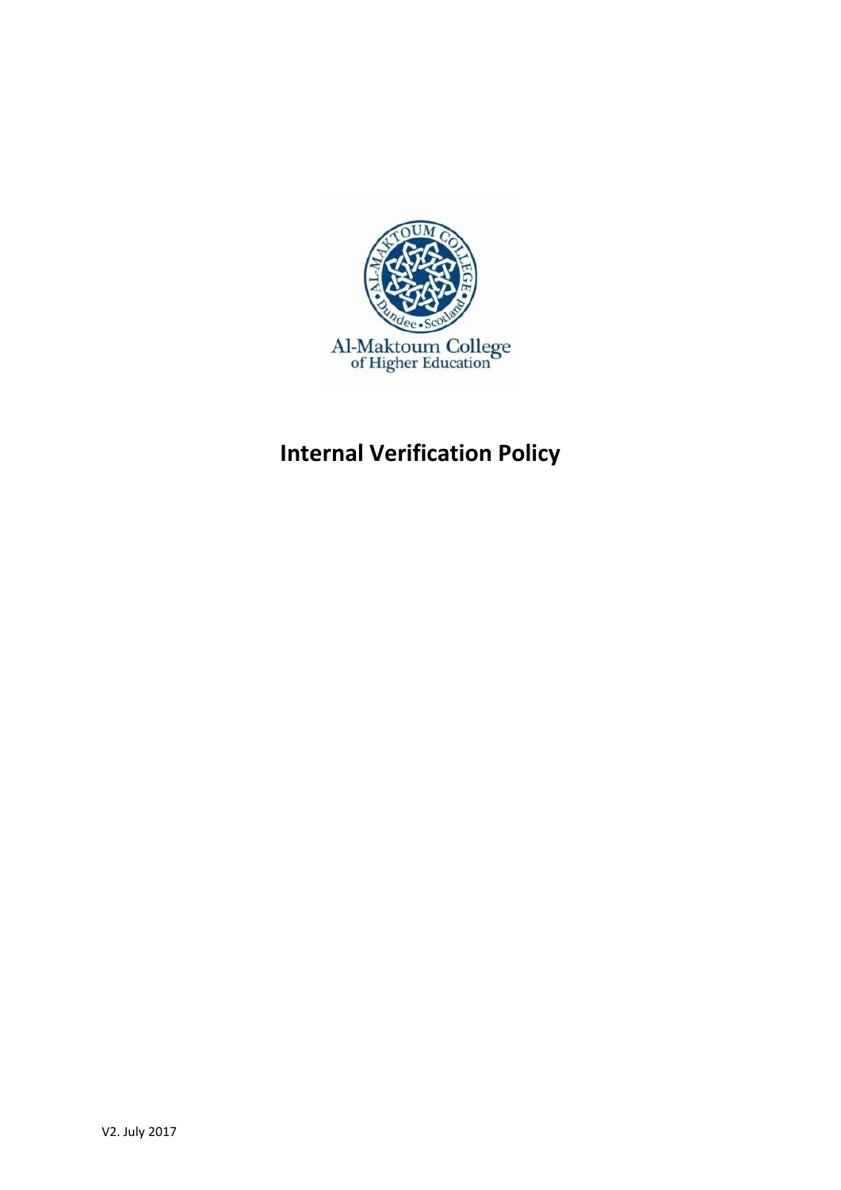Al-Maktoum College
of Higher Education

# Internal Verification Policy

V2. July 2017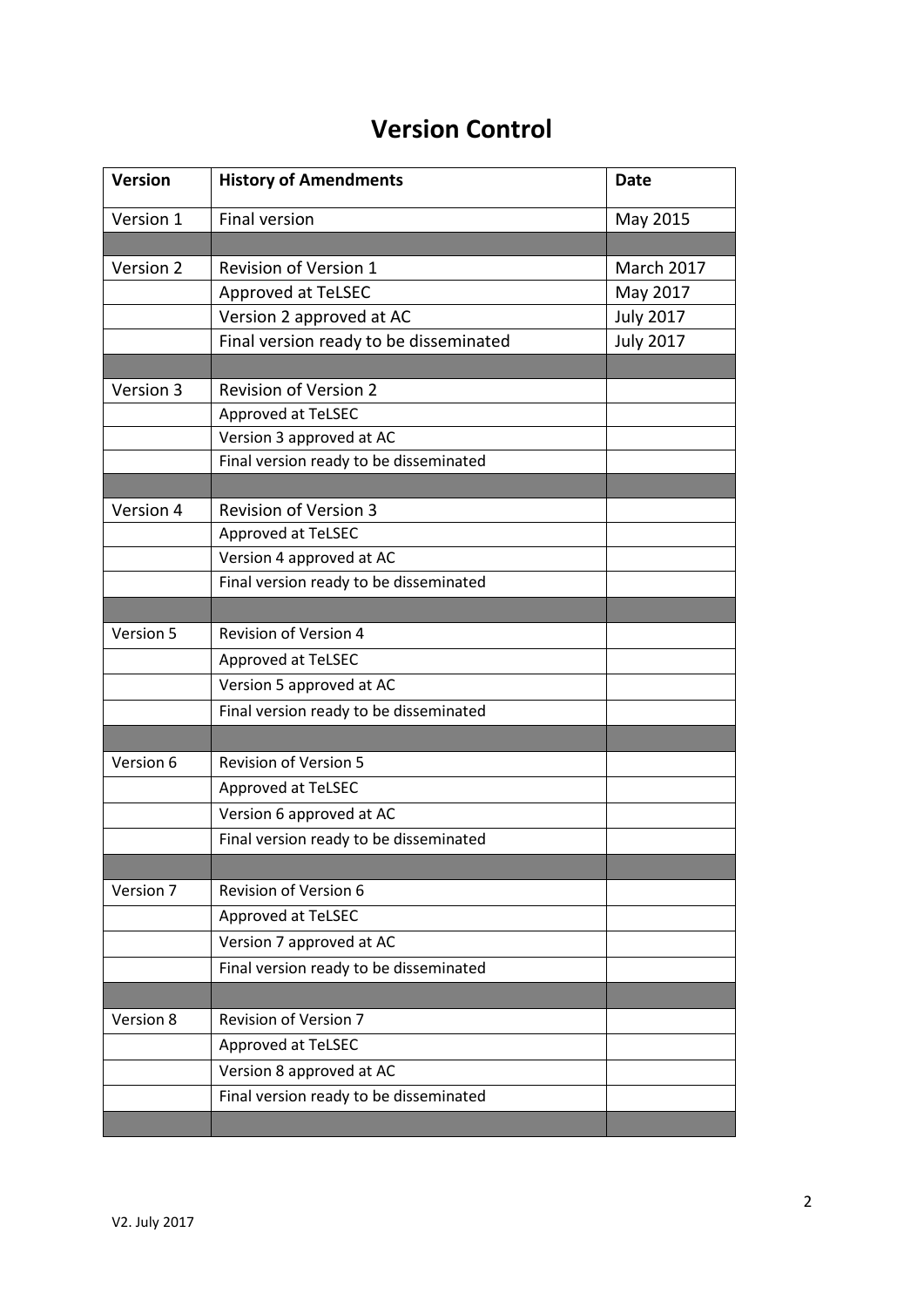# Version Control

| Version | History of Amendments | Date |
|---|---|---|
| Version 1 | Final version | May 2015 |
| | | |
| Version 2 | Revision of Version 1 | March 2017 |
| | Approved at TeLSEC | May 2017 |
| | Version 2 approved at AC | July 2017 |
| | Final version ready to be disseminated | July 2017 |
| | | |
| Version 3 | Revision of Version 2 | |
| | Approved at TeLSEC | |
| | Version 3 approved at AC | |
| | Final version ready to be disseminated | |
| | | |
| Version 4 | Revision of Version 3 | |
| | Approved at TeLSEC | |
| | Version 4 approved at AC | |
| | Final version ready to be disseminated | |
| | | |
| Version 5 | Revision of Version 4 | |
| | Approved at TeLSEC | |
| | Version 5 approved at AC | |
| | Final version ready to be disseminated | |
| | | |
| Version 6 | Revision of Version 5 | |
| | Approved at TeLSEC | |
| | Version 6 approved at AC | |
| | Final version ready to be disseminated | |
| | | |
| Version 7 | Revision of Version 6 | |
| | Approved at TeLSEC | |
| | Version 7 approved at AC | |
| | Final version ready to be disseminated | |
| | | |
| Version 8 | Revision of Version 7 | |
| | Approved at TeLSEC | |
| | Version 8 approved at AC | |
| | Final version ready to be disseminated | |
| | | |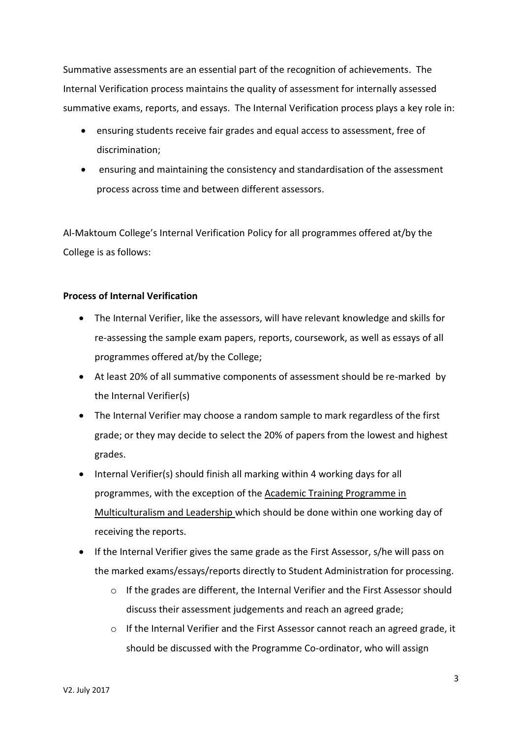Summative assessments are an essential part of the recognition of achievements. The Internal Verification process maintains the quality of assessment for internally assessed summative exams, reports, and essays. The Internal Verification process plays a key role in:

- ensuring students receive fair grades and equal access to assessment, free of discrimination;
- ensuring and maintaining the consistency and standardisation of the assessment process across time and between different assessors.

Al-Maktoum College's Internal Verification Policy for all programmes offered at/by the College is as follows:

**Process of Internal Verification**

- The Internal Verifier, like the assessors, will have relevant knowledge and skills for re-assessing the sample exam papers, reports, coursework, as well as essays of all programmes offered at/by the College;
- At least 20% of all summative components of assessment should be re-marked by the Internal Verifier(s)
- The Internal Verifier may choose a random sample to mark regardless of the first grade; or they may decide to select the 20% of papers from the lowest and highest grades.
- Internal Verifier(s) should finish all marking within 4 working days for all programmes, with the exception of the Academic Training Programme in Multiculturalism and Leadership which should be done within one working day of receiving the reports.
- If the Internal Verifier gives the same grade as the First Assessor, s/he will pass on the marked exams/essays/reports directly to Student Administration for processing.
    - If the grades are different, the Internal Verifier and the First Assessor should discuss their assessment judgements and reach an agreed grade;
    - If the Internal Verifier and the First Assessor cannot reach an agreed grade, it should be discussed with the Programme Co-ordinator, who will assign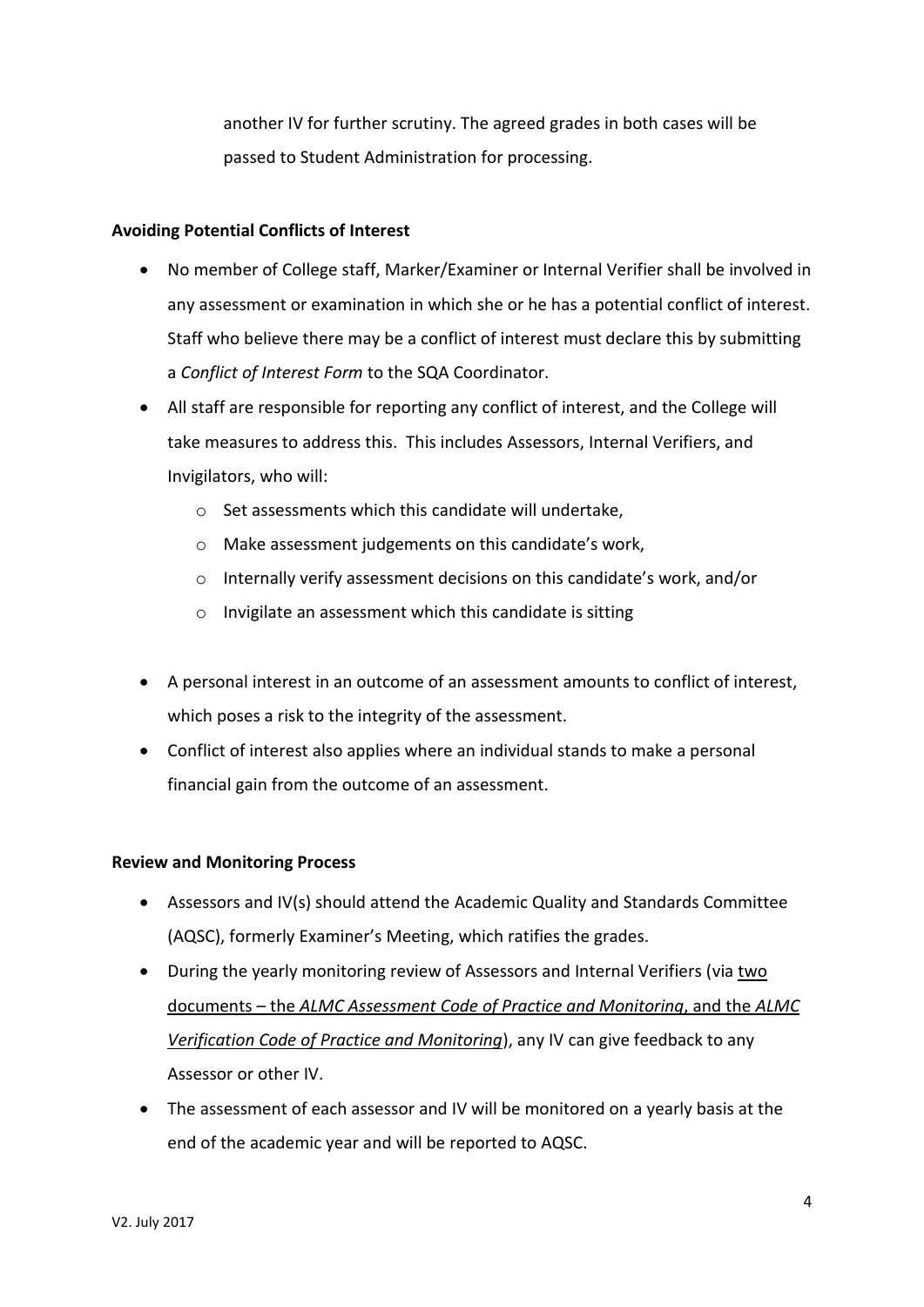another IV for further scrutiny. The agreed grades in both cases will be passed to Student Administration for processing.

**Avoiding Potential Conflicts of Interest**

- No member of College staff, Marker/Examiner or Internal Verifier shall be involved in any assessment or examination in which she or he has a potential conflict of interest. Staff who believe there may be a conflict of interest must declare this by submitting a *Conflict of Interest Form* to the SQA Coordinator.
- All staff are responsible for reporting any conflict of interest, and the College will take measures to address this. This includes Assessors, Internal Verifiers, and Invigilators, who will:
    - Set assessments which this candidate will undertake,
    - Make assessment judgements on this candidate's work,
    - Internally verify assessment decisions on this candidate's work, and/or
    - Invigilate an assessment which this candidate is sitting

- A personal interest in an outcome of an assessment amounts to conflict of interest, which poses a risk to the integrity of the assessment.
- Conflict of interest also applies where an individual stands to make a personal financial gain from the outcome of an assessment.

**Review and Monitoring Process**

- Assessors and IV(s) should attend the Academic Quality and Standards Committee (AQSC), formerly Examiner's Meeting, which ratifies the grades.
- During the yearly monitoring review of Assessors and Internal Verifiers (via two documents – the *ALMC Assessment Code of Practice and Monitoring*, and the *ALMC Verification Code of Practice and Monitoring*), any IV can give feedback to any Assessor or other IV.
- The assessment of each assessor and IV will be monitored on a yearly basis at the end of the academic year and will be reported to AQSC.

V2. July 2017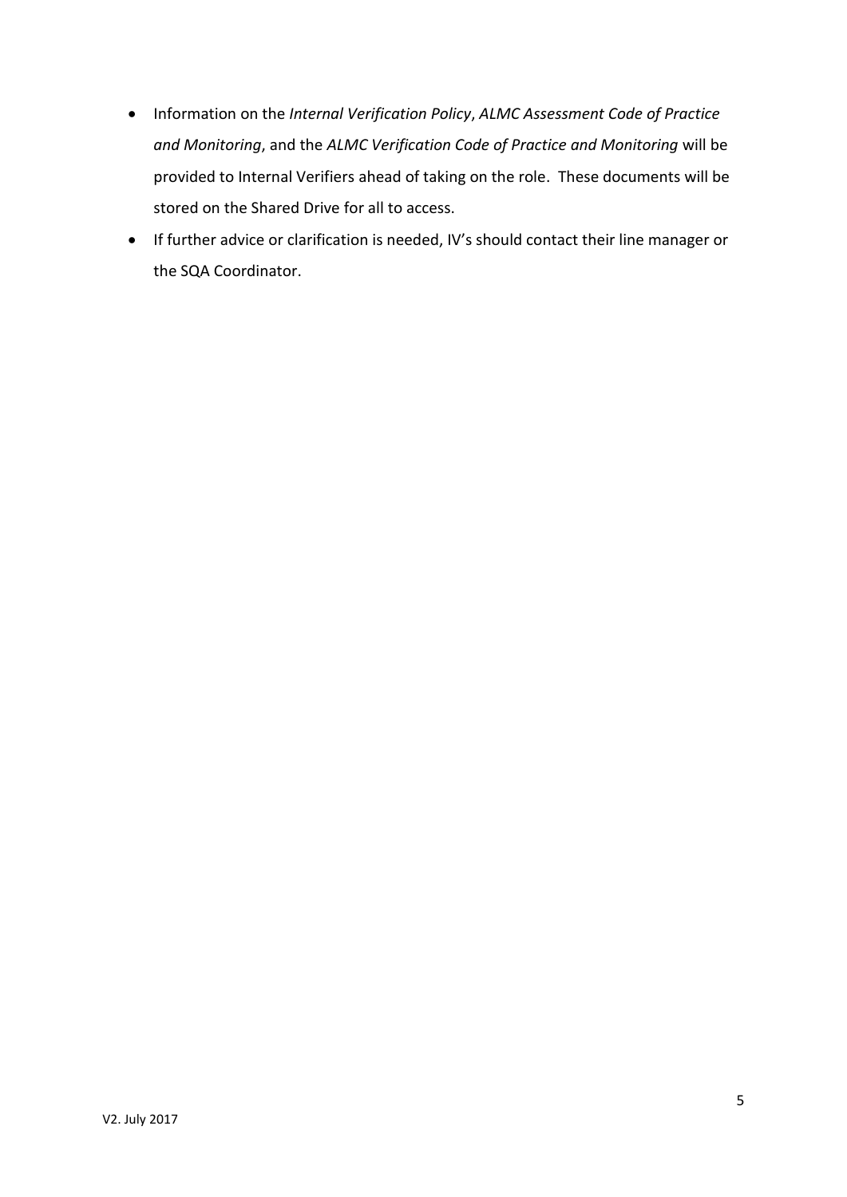- Information on the *Internal Verification Policy*, *ALMC Assessment Code of Practice and Monitoring*, and the *ALMC Verification Code of Practice and Monitoring* will be provided to Internal Verifiers ahead of taking on the role. These documents will be stored on the Shared Drive for all to access.
- If further advice or clarification is needed, IV's should contact their line manager or the SQA Coordinator.